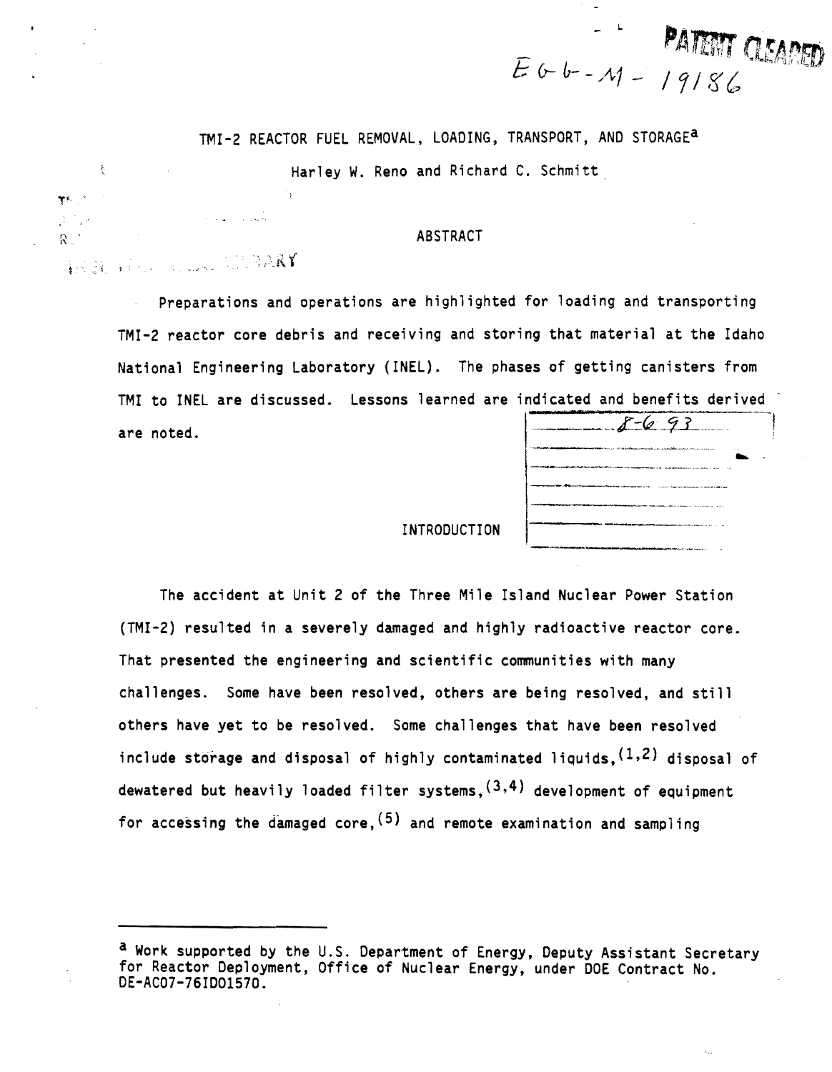PATENT CLEARED

EGG-M-19186

# TMI-2 REACTOR FUEL REMOVAL, LOADING, TRANSPORT, AND STORAGE[a]

Harley W. Reno and Richard C. Schmitt

## ABSTRACT

Preparations and operations are highlighted for loading and transporting TMI-2 reactor core debris and receiving and storing that material at the Idaho National Engineering Laboratory (INEL). The phases of getting canisters from TMI to INEL are discussed. Lessons learned are indicated and benefits derived are noted.

## INTRODUCTION

The accident at Unit 2 of the Three Mile Island Nuclear Power Station (TMI-2) resulted in a severely damaged and highly radioactive reactor core. That presented the engineering and scientific communities with many challenges. Some have been resolved, others are being resolved, and still others have yet to be resolved. Some challenges that have been resolved include storage and disposal of highly contaminated liquids,[1,2] disposal of dewatered but heavily loaded filter systems,[3,4] development of equipment for accessing the damaged core,[5] and remote examination and sampling

---

[a] Work supported by the U.S. Department of Energy, Deputy Assistant Secretary for Reactor Deployment, Office of Nuclear Energy, under DOE Contract No. DE-AC07-76ID01570.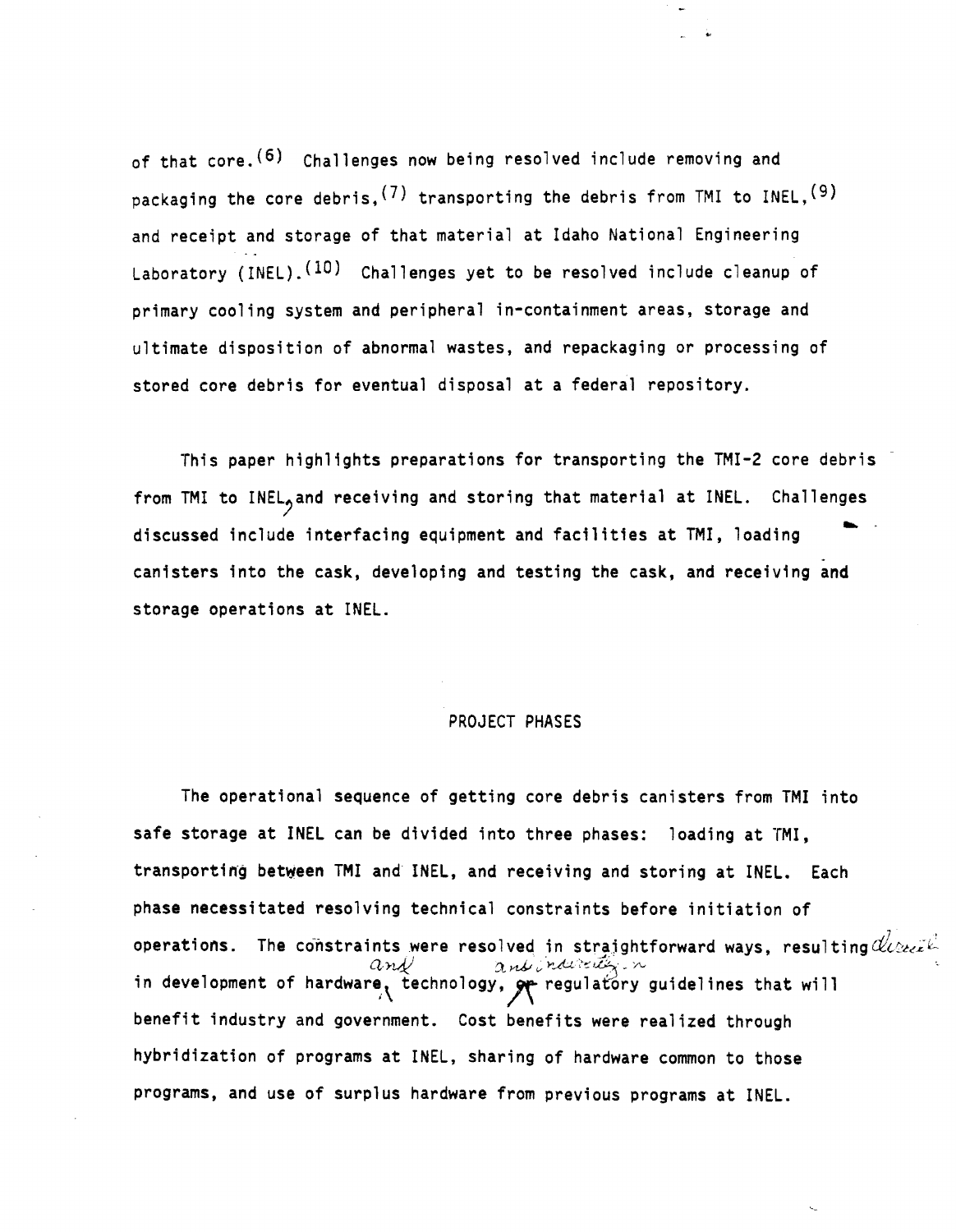of that core.[6] Challenges now being resolved include removing and packaging the core debris,[7] transporting the debris from TMI to INEL,[9] and receipt and storage of that material at Idaho National Engineering Laboratory (INEL).[10] Challenges yet to be resolved include cleanup of primary cooling system and peripheral in-containment areas, storage and ultimate disposition of abnormal wastes, and repackaging or processing of stored core debris for eventual disposal at a federal repository.

This paper highlights preparations for transporting the TMI-2 core debris from TMI to INEL, and receiving and storing that material at INEL. Challenges discussed include interfacing equipment and facilities at TMI, loading canisters into the cask, developing and testing the cask, and receiving and storage operations at INEL.

## PROJECT PHASES

The operational sequence of getting core debris canisters from TMI into safe storage at INEL can be divided into three phases: loading at TMI, transporting between TMI and INEL, and receiving and storing at INEL. Each phase necessitated resolving technical constraints before initiation of operations. The constraints were resolved in straightforward ways, resulting in development of hardware, technology, or regulatory guidelines that will benefit industry and government. Cost benefits were realized through hybridization of programs at INEL, sharing of hardware common to those programs, and use of surplus hardware from previous programs at INEL.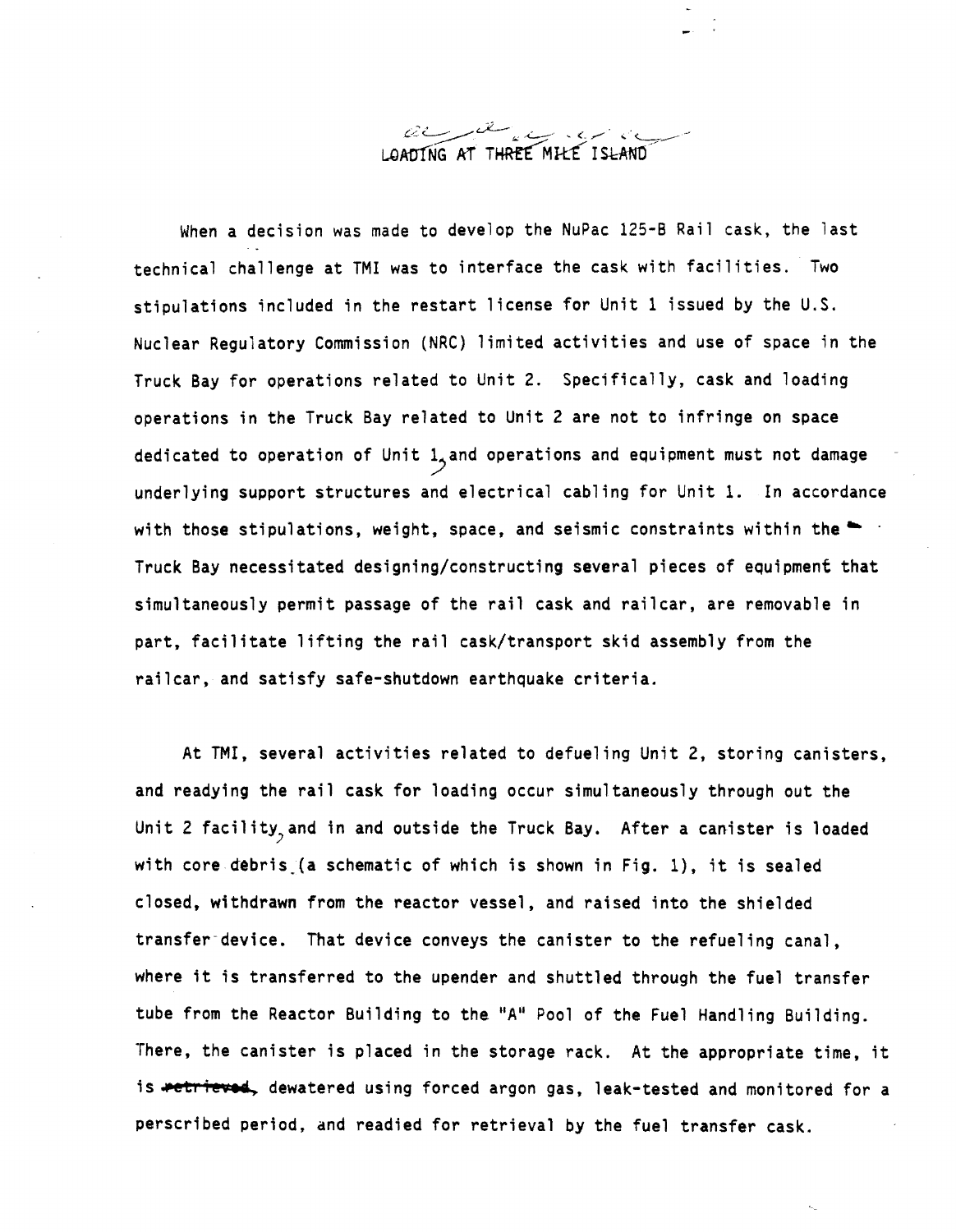# LOADING AT THREE MILE ISLAND

When a decision was made to develop the NuPac 125-B Rail cask, the last technical challenge at TMI was to interface the cask with facilities. Two stipulations included in the restart license for Unit 1 issued by the U.S. Nuclear Regulatory Commission (NRC) limited activities and use of space in the Truck Bay for operations related to Unit 2. Specifically, cask and loading operations in the Truck Bay related to Unit 2 are not to infringe on space dedicated to operation of Unit 1, and operations and equipment must not damage underlying support structures and electrical cabling for Unit 1. In accordance with those stipulations, weight, space, and seismic constraints within the Truck Bay necessitated designing/constructing several pieces of equipment that simultaneously permit passage of the rail cask and railcar, are removable in part, facilitate lifting the rail cask/transport skid assembly from the railcar, and satisfy safe-shutdown earthquake criteria.

At TMI, several activities related to defueling Unit 2, storing canisters, and readying the rail cask for loading occur simultaneously through out the Unit 2 facility, and in and outside the Truck Bay. After a canister is loaded with core debris (a schematic of which is shown in Fig. 1), it is sealed closed, withdrawn from the reactor vessel, and raised into the shielded transfer device. That device conveys the canister to the refueling canal, where it is transferred to the upender and shuttled through the fuel transfer tube from the Reactor Building to the "A" Pool of the Fuel Handling Building. There, the canister is placed in the storage rack. At the appropriate time, it is ~~retrieved,~~ dewatered using forced argon gas, leak-tested and monitored for a perscribed period, and readied for retrieval by the fuel transfer cask.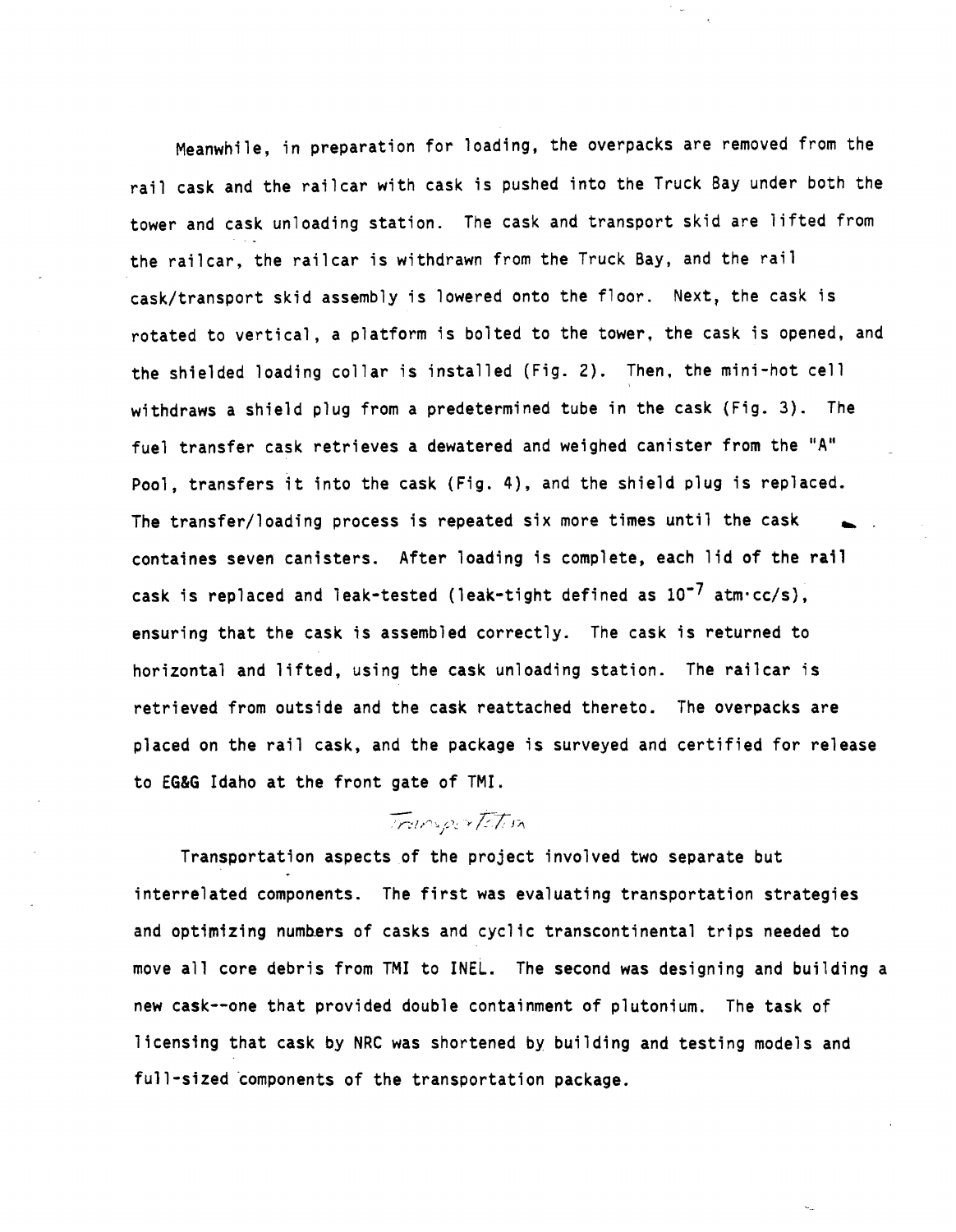Meanwhile, in preparation for loading, the overpacks are removed from the rail cask and the railcar with cask is pushed into the Truck Bay under both the tower and cask unloading station. The cask and transport skid are lifted from the railcar, the railcar is withdrawn from the Truck Bay, and the rail cask/transport skid assembly is lowered onto the floor. Next, the cask is rotated to vertical, a platform is bolted to the tower, the cask is opened, and the shielded loading collar is installed (Fig. 2). Then, the mini-hot cell withdraws a shield plug from a predetermined tube in the cask (Fig. 3). The fuel transfer cask retrieves a dewatered and weighed canister from the "A" Pool, transfers it into the cask (Fig. 4), and the shield plug is replaced. The transfer/loading process is repeated six more times until the cask containes seven canisters. After loading is complete, each lid of the rail cask is replaced and leak-tested (leak-tight defined as $10^{-7}$ atm·cc/s), ensuring that the cask is assembled correctly. The cask is returned to horizontal and lifted, using the cask unloading station. The railcar is retrieved from outside and the cask reattached thereto. The overpacks are placed on the rail cask, and the package is surveyed and certified for release to EG&G Idaho at the front gate of TMI.

## Transportation

Transportation aspects of the project involved two separate but interrelated components. The first was evaluating transportation strategies and optimizing numbers of casks and cyclic transcontinental trips needed to move all core debris from TMI to INEL. The second was designing and building a new cask--one that provided double containment of plutonium. The task of licensing that cask by NRC was shortened by building and testing models and full-sized components of the transportation package.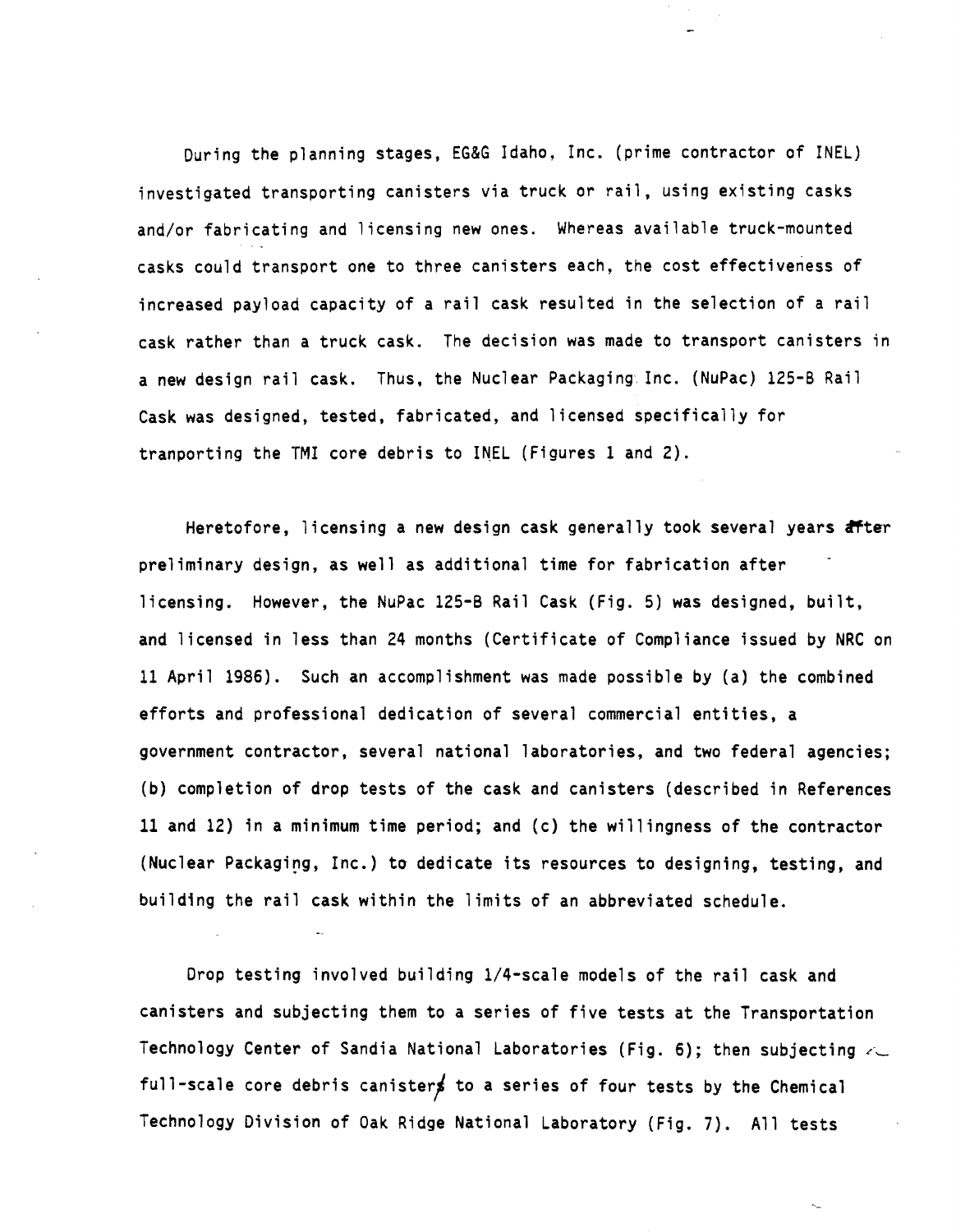During the planning stages, EG&G Idaho, Inc. (prime contractor of INEL) investigated transporting canisters via truck or rail, using existing casks and/or fabricating and licensing new ones. Whereas available truck-mounted casks could transport one to three canisters each, the cost effectiveness of increased payload capacity of a rail cask resulted in the selection of a rail cask rather than a truck cask. The decision was made to transport canisters in a new design rail cask. Thus, the Nuclear Packaging Inc. (NuPac) 125-B Rail Cask was designed, tested, fabricated, and licensed specifically for tranporting the TMI core debris to INEL (Figures 1 and 2).

Heretofore, licensing a new design cask generally took several years after preliminary design, as well as additional time for fabrication after licensing. However, the NuPac 125-B Rail Cask (Fig. 5) was designed, built, and licensed in less than 24 months (Certificate of Compliance issued by NRC on 11 April 1986). Such an accomplishment was made possible by (a) the combined efforts and professional dedication of several commercial entities, a government contractor, several national laboratories, and two federal agencies; (b) completion of drop tests of the cask and canisters (described in References 11 and 12) in a minimum time period; and (c) the willingness of the contractor (Nuclear Packaging, Inc.) to dedicate its resources to designing, testing, and building the rail cask within the limits of an abbreviated schedule.

Drop testing involved building 1/4-scale models of the rail cask and canisters and subjecting them to a series of five tests at the Transportation Technology Center of Sandia National Laboratories (Fig. 6); then subjecting a full-scale core debris canister to a series of four tests by the Chemical Technology Division of Oak Ridge National Laboratory (Fig. 7). All tests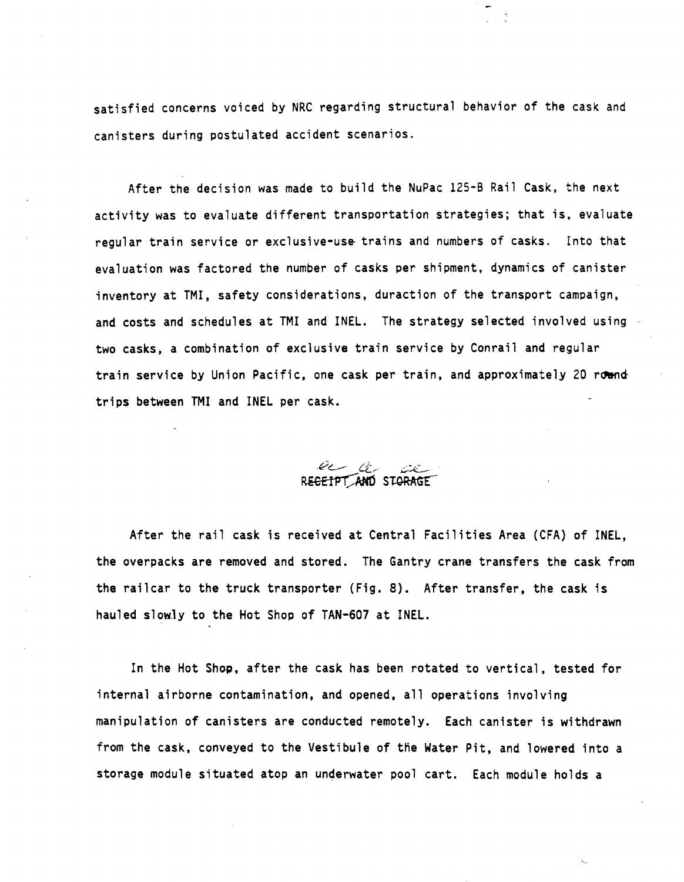satisfied concerns voiced by NRC regarding structural behavior of the cask and canisters during postulated accident scenarios.

After the decision was made to build the NuPac 125-B Rail Cask, the next activity was to evaluate different transportation strategies; that is, evaluate regular train service or exclusive-use trains and numbers of casks. Into that evaluation was factored the number of casks per shipment, dynamics of canister inventory at TMI, safety considerations, duraction of the transport campaign, and costs and schedules at TMI and INEL. The strategy selected involved using two casks, a combination of exclusive train service by Conrail and regular train service by Union Pacific, one cask per train, and approximately 20 round trips between TMI and INEL per cask.

## RECEIPT AND STORAGE

After the rail cask is received at Central Facilities Area (CFA) of INEL, the overpacks are removed and stored. The Gantry crane transfers the cask from the railcar to the truck transporter (Fig. 8). After transfer, the cask is hauled slowly to the Hot Shop of TAN-607 at INEL.

In the Hot Shop, after the cask has been rotated to vertical, tested for internal airborne contamination, and opened, all operations involving manipulation of canisters are conducted remotely. Each canister is withdrawn from the cask, conveyed to the Vestibule of the Water Pit, and lowered into a storage module situated atop an underwater pool cart. Each module holds a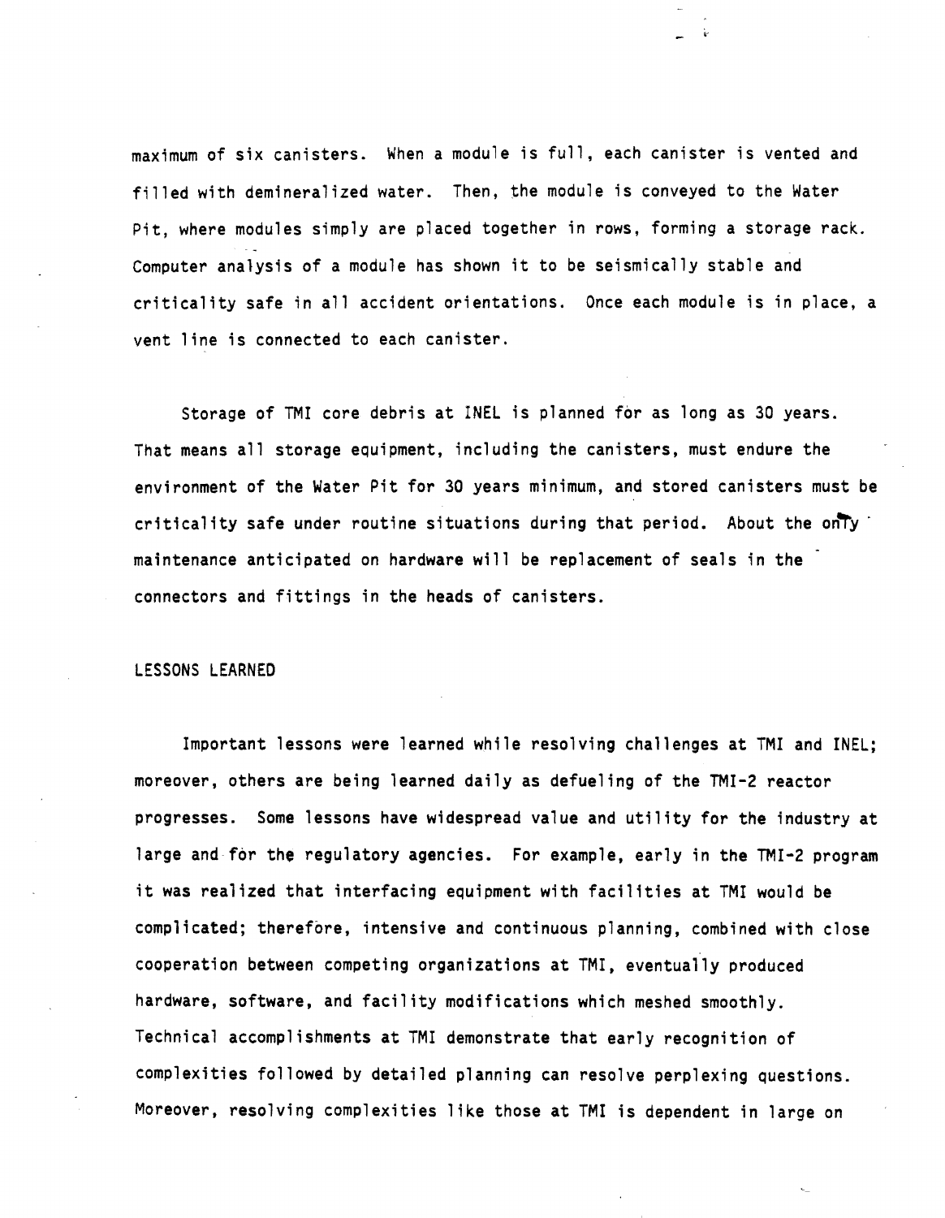maximum of six canisters. When a module is full, each canister is vented and filled with demineralized water. Then, the module is conveyed to the Water Pit, where modules simply are placed together in rows, forming a storage rack. Computer analysis of a module has shown it to be seismically stable and criticality safe in all accident orientations. Once each module is in place, a vent line is connected to each canister.

Storage of TMI core debris at INEL is planned for as long as 30 years. That means all storage equipment, including the canisters, must endure the environment of the Water Pit for 30 years minimum, and stored canisters must be criticality safe under routine situations during that period. About the only maintenance anticipated on hardware will be replacement of seals in the connectors and fittings in the heads of canisters.

## LESSONS LEARNED

Important lessons were learned while resolving challenges at TMI and INEL; moreover, others are being learned daily as defueling of the TMI-2 reactor progresses. Some lessons have widespread value and utility for the industry at large and for the regulatory agencies. For example, early in the TMI-2 program it was realized that interfacing equipment with facilities at TMI would be complicated; therefore, intensive and continuous planning, combined with close cooperation between competing organizations at TMI, eventually produced hardware, software, and facility modifications which meshed smoothly. Technical accomplishments at TMI demonstrate that early recognition of complexities followed by detailed planning can resolve perplexing questions. Moreover, resolving complexities like those at TMI is dependent in large on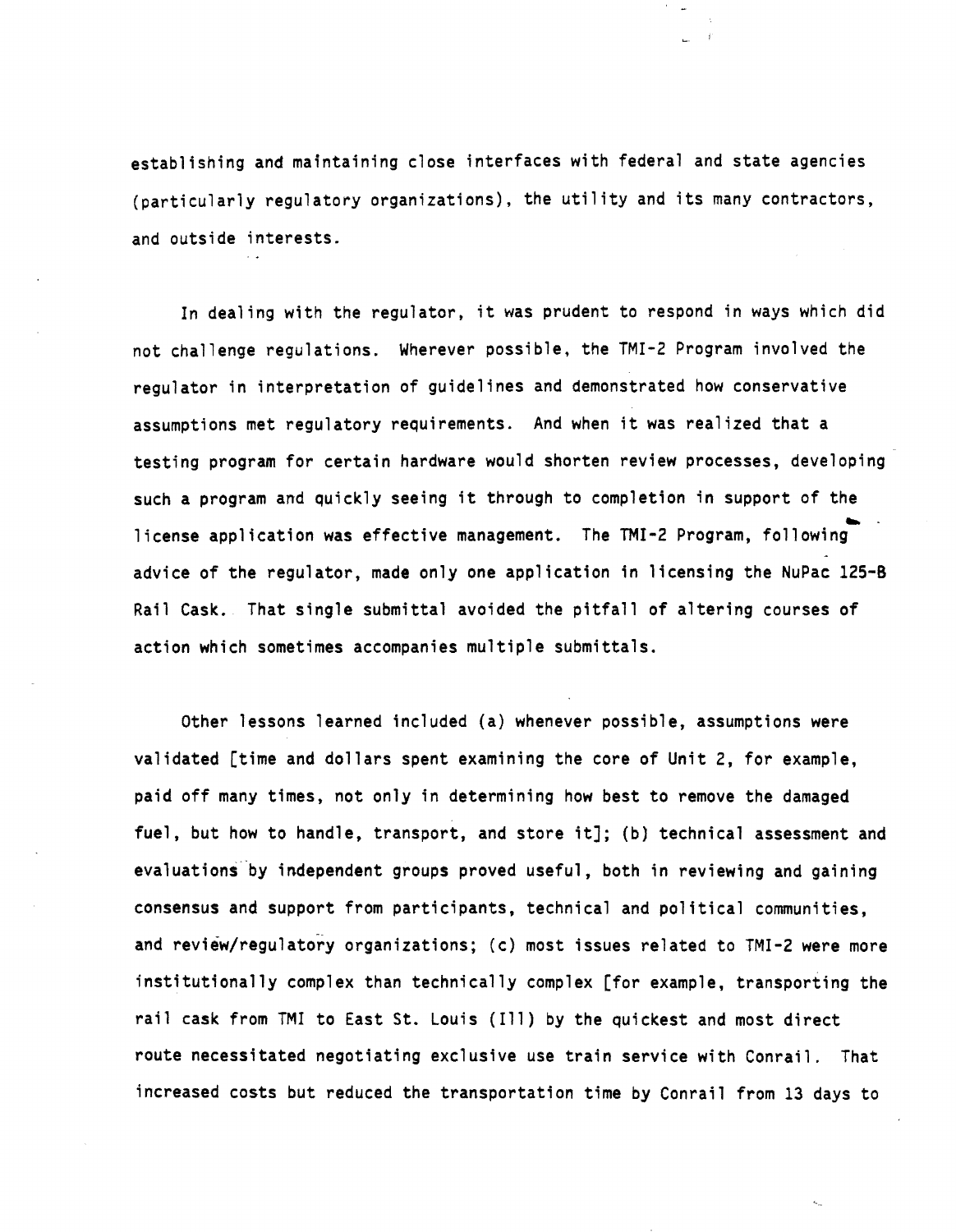establishing and maintaining close interfaces with federal and state agencies (particularly regulatory organizations), the utility and its many contractors, and outside interests.

In dealing with the regulator, it was prudent to respond in ways which did not challenge regulations. Wherever possible, the TMI-2 Program involved the regulator in interpretation of guidelines and demonstrated how conservative assumptions met regulatory requirements. And when it was realized that a testing program for certain hardware would shorten review processes, developing such a program and quickly seeing it through to completion in support of the license application was effective management. The TMI-2 Program, following advice of the regulator, made only one application in licensing the NuPac 125-B Rail Cask. That single submittal avoided the pitfall of altering courses of action which sometimes accompanies multiple submittals.

Other lessons learned included (a) whenever possible, assumptions were validated [time and dollars spent examining the core of Unit 2, for example, paid off many times, not only in determining how best to remove the damaged fuel, but how to handle, transport, and store it]; (b) technical assessment and evaluations by independent groups proved useful, both in reviewing and gaining consensus and support from participants, technical and political communities, and review/regulatory organizations; (c) most issues related to TMI-2 were more institutionally complex than technically complex [for example, transporting the rail cask from TMI to East St. Louis (Ill) by the quickest and most direct route necessitated negotiating exclusive use train service with Conrail. That increased costs but reduced the transportation time by Conrail from 13 days to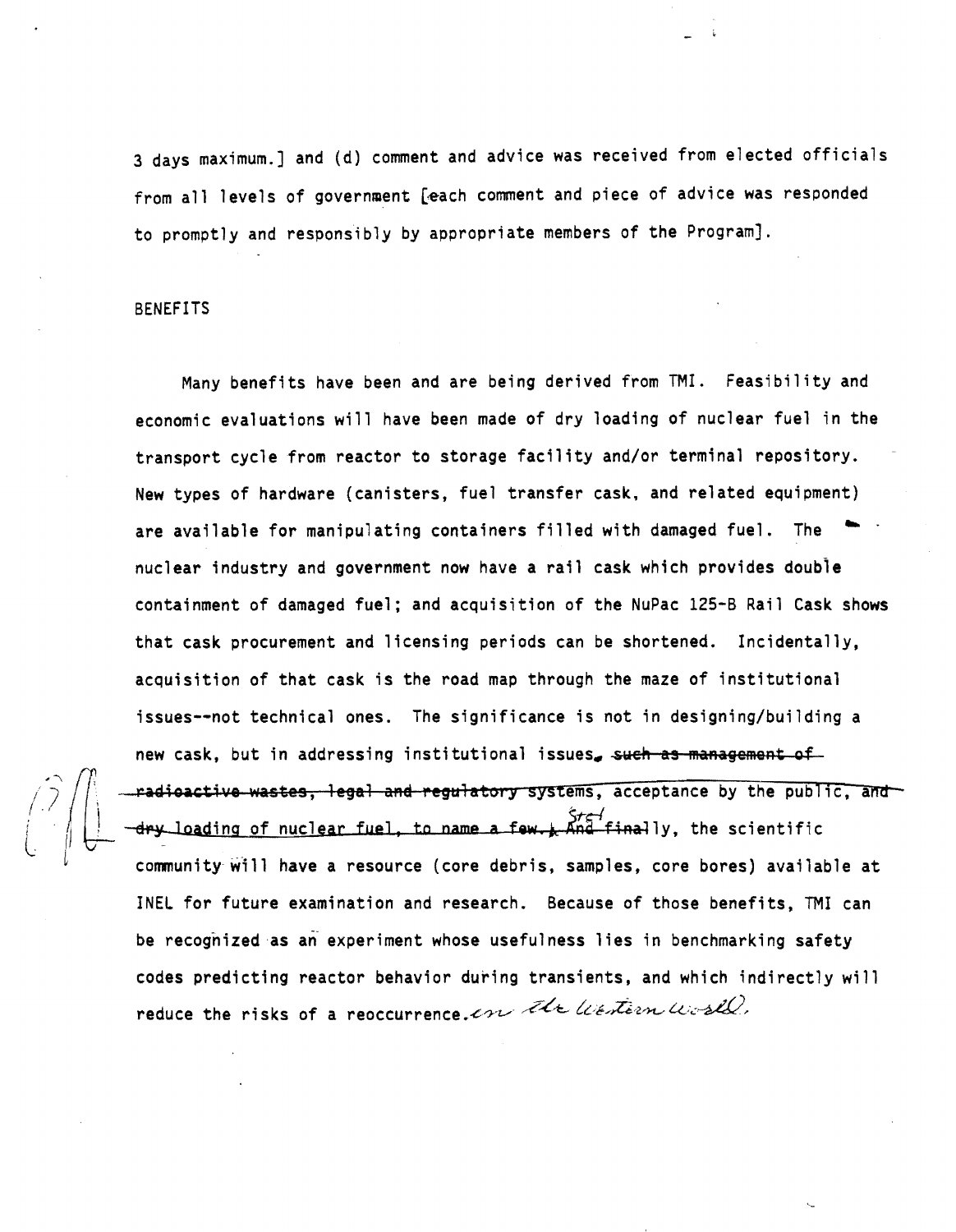3 days maximum.] and (d) comment and advice was received from elected officials from all levels of government [each comment and piece of advice was responded to promptly and responsibly by appropriate members of the Program].

BENEFITS

Many benefits have been and are being derived from TMI. Feasibility and economic evaluations will have been made of dry loading of nuclear fuel in the transport cycle from reactor to storage facility and/or terminal repository. New types of hardware (canisters, fuel transfer cask, and related equipment) are available for manipulating containers filled with damaged fuel. The nuclear industry and government now have a rail cask which provides double containment of damaged fuel; and acquisition of the NuPac 125-B Rail Cask shows that cask procurement and licensing periods can be shortened. Incidentally, acquisition of that cask is the road map through the maze of institutional issues--not technical ones. The significance is not in designing/building a new cask, but in addressing institutional issues, ~~such as management of radioactive wastes, legal and regulatory~~ systems, acceptance by the public, ~~and dry~~ loading of nuclear fuel, ~~to name a few.~~ ~~And final~~ Stel ly, the scientific community will have a resource (core debris, samples, core bores) available at INEL for future examination and research. Because of those benefits, TMI can be recognized as an experiment whose usefulness lies in benchmarking safety codes predicting reactor behavior during transients, and which indirectly will reduce the risks of a reoccurrence *in the Western World.*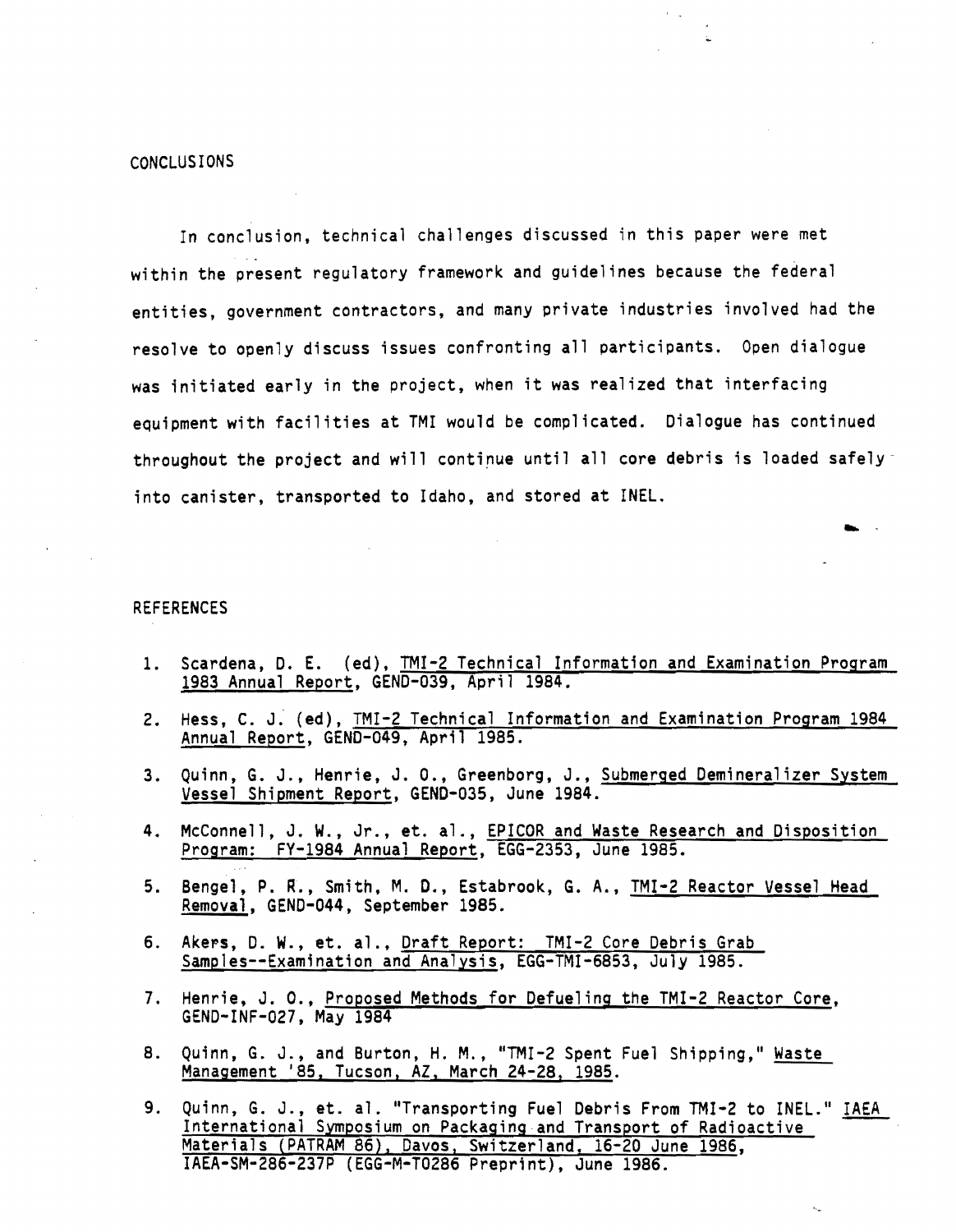## CONCLUSIONS

In conclusion, technical challenges discussed in this paper were met within the present regulatory framework and guidelines because the federal entities, government contractors, and many private industries involved had the resolve to openly discuss issues confronting all participants. Open dialogue was initiated early in the project, when it was realized that interfacing equipment with facilities at TMI would be complicated. Dialogue has continued throughout the project and will continue until all core debris is loaded safely into canister, transported to Idaho, and stored at INEL.

## REFERENCES

1. Scardena, D. E. (ed), TMI-2 Technical Information and Examination Program 1983 Annual Report, GEND-039, April 1984.
2. Hess, C. J. (ed), TMI-2 Technical Information and Examination Program 1984 Annual Report, GEND-049, April 1985.
3. Quinn, G. J., Henrie, J. O., Greenborg, J., Submerged Demineralizer System Vessel Shipment Report, GEND-035, June 1984.
4. McConnell, J. W., Jr., et. al., EPICOR and Waste Research and Disposition Program: FY-1984 Annual Report, EGG-2353, June 1985.
5. Bengel, P. R., Smith, M. D., Estabrook, G. A., TMI-2 Reactor Vessel Head Removal, GEND-044, September 1985.
6. Akers, D. W., et. al., Draft Report: TMI-2 Core Debris Grab Samples--Examination and Analysis, EGG-TMI-6853, July 1985.
7. Henrie, J. O., Proposed Methods for Defueling the TMI-2 Reactor Core, GEND-INF-027, May 1984
8. Quinn, G. J., and Burton, H. M., "TMI-2 Spent Fuel Shipping," Waste Management '85, Tucson, AZ, March 24-28, 1985.
9. Quinn, G. J., et. al. "Transporting Fuel Debris From TMI-2 to INEL." IAEA International Symposium on Packaging and Transport of Radioactive Materials (PATRAM 86), Davos, Switzerland, 16-20 June 1986, IAEA-SM-286-237P (EGG-M-T0286 Preprint), June 1986.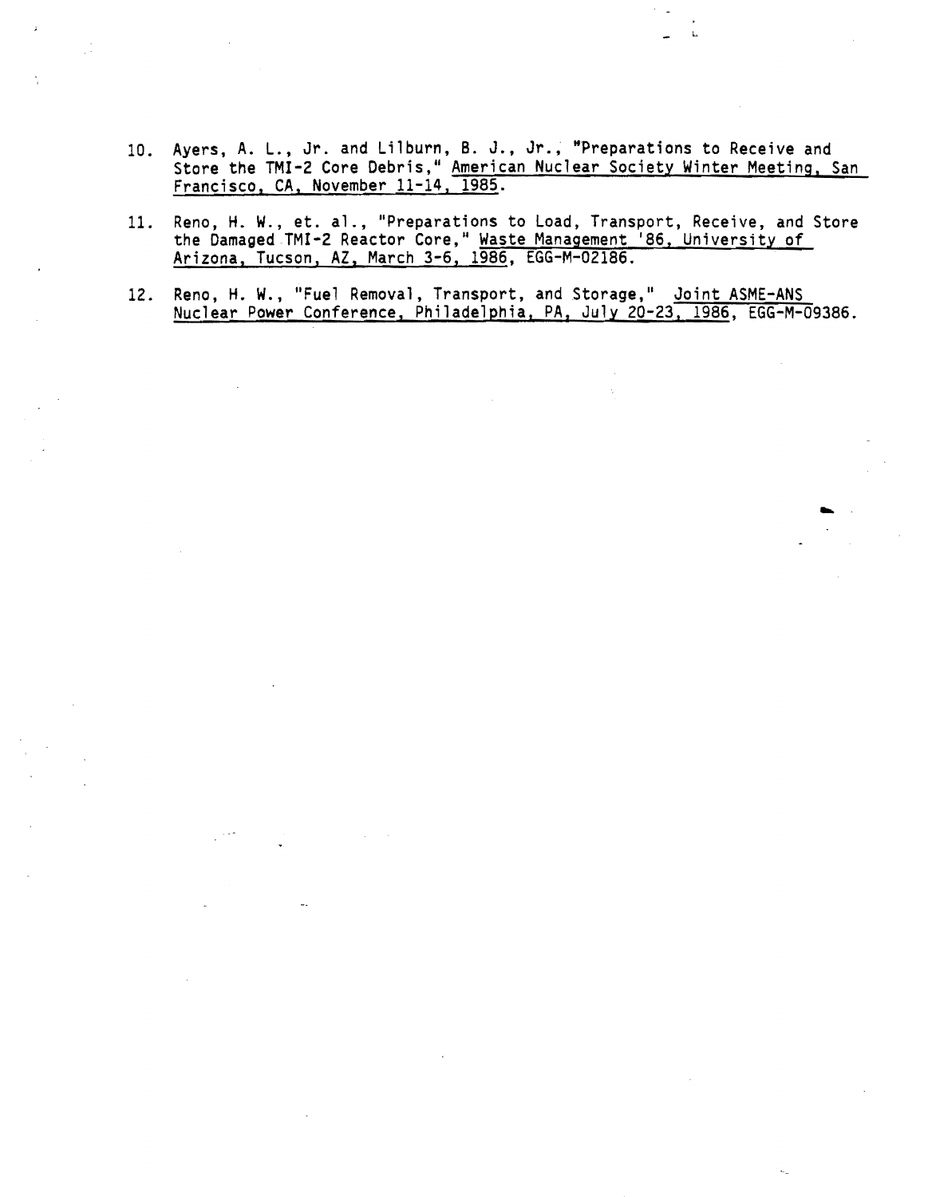10. Ayers, A. L., Jr. and Lilburn, B. J., Jr., "Preparations to Receive and Store the TMI-2 Core Debris," American Nuclear Society Winter Meeting, San Francisco, CA, November 11-14, 1985.

11. Reno, H. W., et. al., "Preparations to Load, Transport, Receive, and Store the Damaged TMI-2 Reactor Core," Waste Management '86, University of Arizona, Tucson, AZ, March 3-6, 1986, EGG-M-02186.

12. Reno, H. W., "Fuel Removal, Transport, and Storage," Joint ASME-ANS Nuclear Power Conference, Philadelphia, PA, July 20-23, 1986, EGG-M-09386.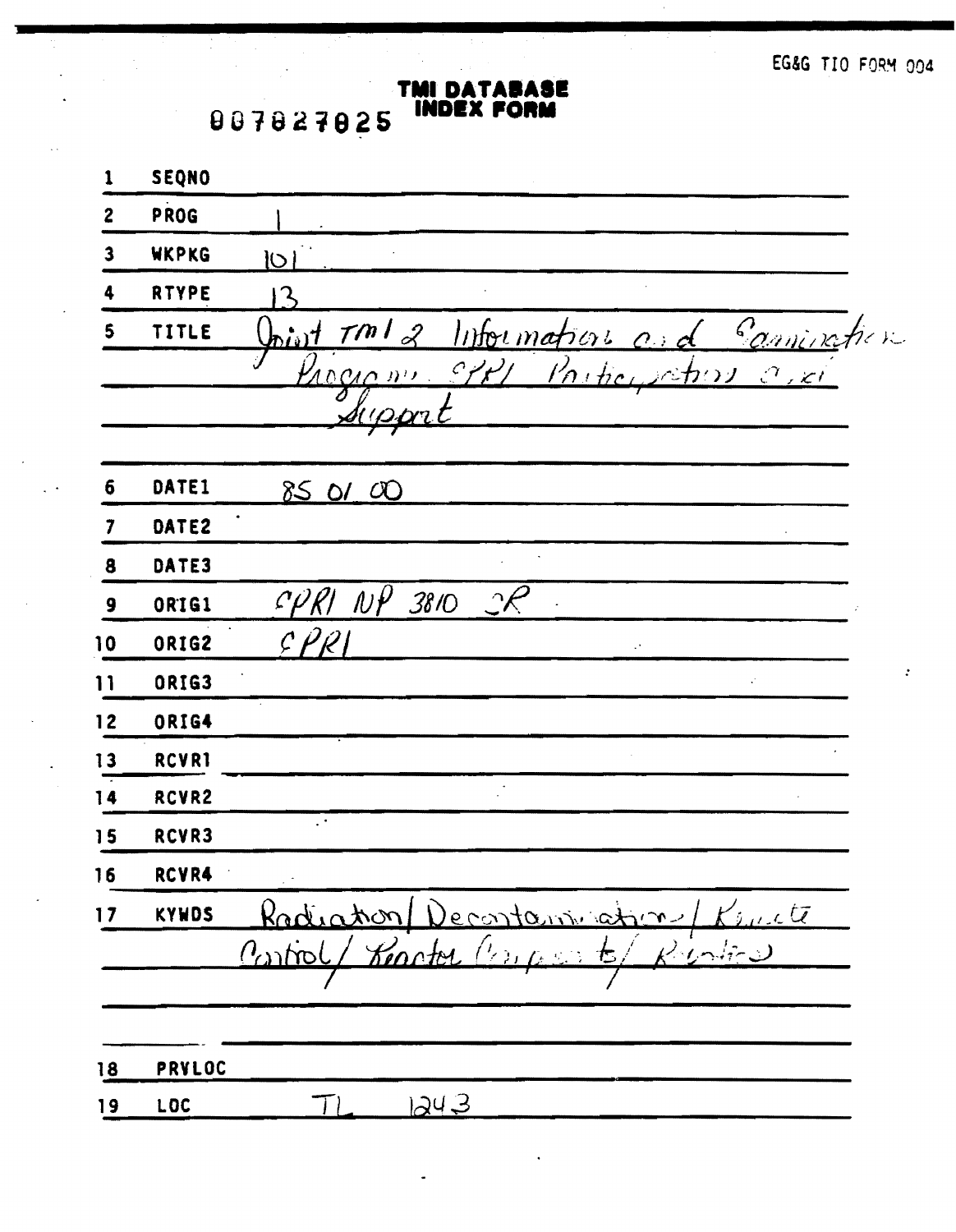EG&G TIO FORM 004

# TMI DATABASE INDEX FORM

00782 7025

| | | |
|---|---|---|
| 1 | SEQNO | |
| 2 | PROG | 1 |
| 3 | WKPKG | 101 |
| 4 | RTYPE | 13 |
| 5 | TITLE | Joint TMI 2 Information and Examination Program: EPRI Participation and Support |
| 6 | DATE1 | 85 01 00 |
| 7 | DATE2 | |
| 8 | DATE3 | |
| 9 | ORIG1 | EPRI NP 3810 SR |
| 10 | ORIG2 | EPRI |
| 11 | ORIG3 | |
| 12 | ORIG4 | |
| 13 | RCVR1 | |
| 14 | RCVR2 | |
| 15 | RCVR3 | |
| 16 | RCVR4 | |
| 17 | KYWDS | Radiation/ Decontamination/ Remote Control/ Reactor Components/ Robotics |
| 18 | PRVLOC | |
| 19 | LOC | TL 1243 |